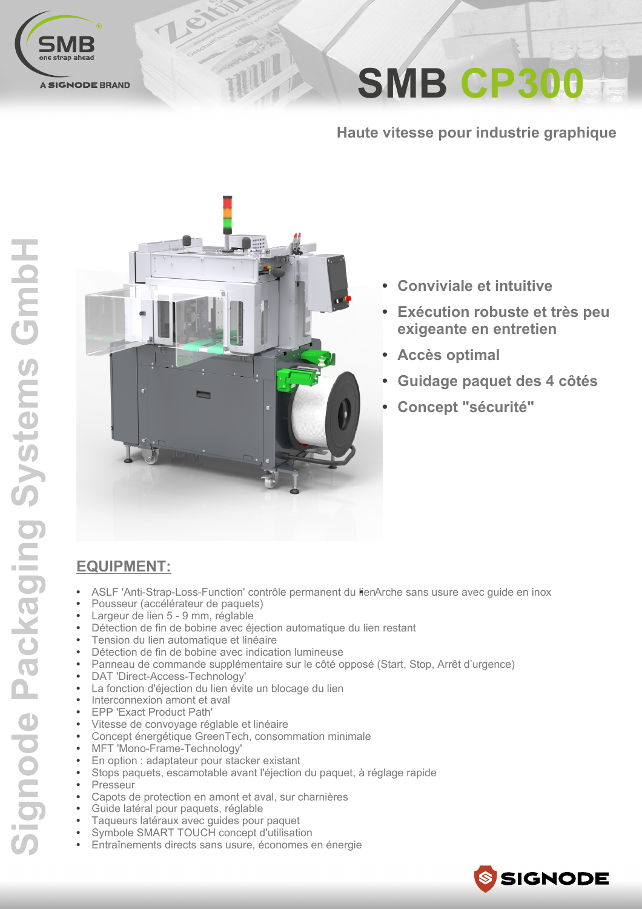SMB
one strap ahead
A SIGNODE BRAND

# SMB CP300

## Haute vitesse pour industrie graphique

- Conviviale et intuitive
- Exécution robuste et très peu exigeante en entretien
- Accès optimal
- Guidage paquet des 4 côtés
- Concept "sécurité"

## EQUIPMENT:

- ASLF 'Anti-Strap-Loss-Function' contrôle permanent du lien
- Arche sans usure avec guide en inox
- Pousseur (accélérateur de paquets)
- Largeur de lien 5 - 9 mm, réglable
- Détection de fin de bobine avec éjection automatique du lien restant
- Tension du lien automatique et linéaire
- Détection de fin de bobine avec indication lumineuse
- Panneau de commande supplémentaire sur le côté opposé (Start, Stop, Arrêt d'urgence)
- DAT 'Direct-Access-Technology'
- La fonction d'éjection du lien évite un blocage du lien
- Interconnexion amont et aval
- EPP 'Exact Product Path'
- Vitesse de convoyage réglable et linéaire
- Concept énergétique GreenTech, consommation minimale
- MFT 'Mono-Frame-Technology'
- En option : adaptateur pour stacker existant
- Stops paquets, escamotable avant l'éjection du paquet, à réglage rapide
- Presseur
- Capots de protection en amont et aval, sur charnières
- Guide latéral pour paquets, réglable
- Taqueurs latéraux avec guides pour paquet
- Symbole SMART TOUCH concept d'utilisation
- Entraînements directs sans usure, économes en énergie

Signode Packaging Systems GmbH

SIGNODE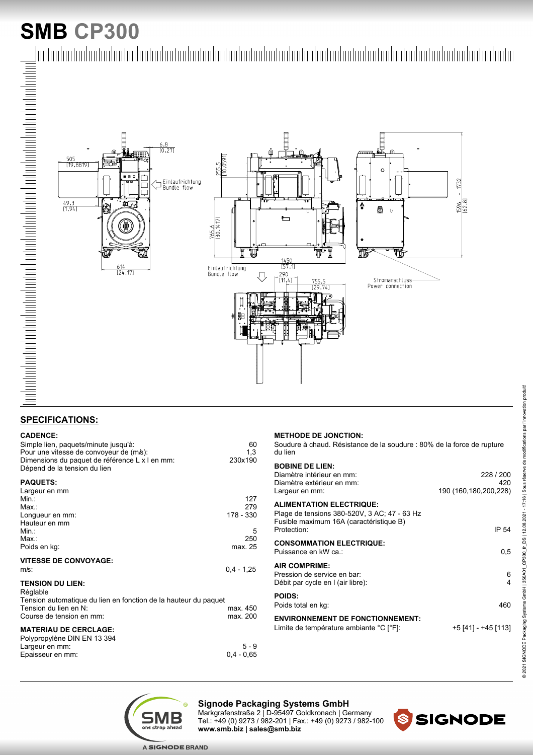# SMB CP300

6.8
[0.27]

505
[19.8819]

255.5
[10.0591]

Einlaufrichtung
Bundle flow

49.3
[1.94]

765.6
[30.1417]

1732

1596
[62.8]

614
[24.17]

Einlaufrichtung
Bundle flow

1450
[57.1]

290
[11.4]

755.5
[29.74]

Stromanschluss
Power connection

## SPECIFICATIONS:

### CADENCE:

| | |
|---|---|
| Simple lien, paquets/minute jusqu'à: | 60 |
| Pour une vitesse de convoyeur de (m/s): | 1,3 |
| Dimensions du paquet de référence L x l en mm: | 230x190 |
| Dépend de la tension du lien | |

### PAQUETS:

| | |
|---|---|
| Largeur en mm | |
| Min.: | 127 |
| Max.: | 279 |
| Longueur en mm: | 178 - 330 |
| Hauteur en mm | |
| Min.: | 5 |
| Max.: | 250 |
| Poids en kg: | max. 25 |

### VITESSE DE CONVOYAGE:

| | |
|---|---|
| m/s: | 0,4 - 1,25 |

### TENSION DU LIEN:

Réglable

Tension automatique du lien en fonction de la hauteur du paquet

| | |
|---|---|
| Tension du lien en N: | max. 450 |
| Course de tension en mm: | max. 200 |

### MATERIAU DE CERCLAGE:

Polypropylène DIN EN 13 394

| | |
|---|---|
| Largeur en mm: | 5 - 9 |
| Epaisseur en mm: | 0,4 - 0,65 |

### METHODE DE JONCTION:

Soudure à chaud. Résistance de la soudure : 80% de la force de rupture du lien

### BOBINE DE LIEN:

| | |
|---|---|
| Diamètre intérieur en mm: | 228 / 200 |
| Diamètre extérieur en mm: | 420 |
| Largeur en mm: | 190 (160,180,200,228) |

### ALIMENTATION ELECTRIQUE:

Plage de tensions 380-520V, 3 AC; 47 - 63 Hz

Fusible maximum 16A (caractéristique B)

| | |
|---|---|
| Protection: | IP 54 |

### CONSOMMATION ELECTRIQUE:

| | |
|---|---|
| Puissance en kW ca.: | 0,5 |

### AIR COMPRIME:

| | |
|---|---|
| Pression de service en bar: | 6 |
| Débit par cycle en l (air libre): | 4 |

### POIDS:

| | |
|---|---|
| Poids total en kg: | 460 |

### ENVIRONNEMENT DE FONCTIONNEMENT:

| | |
|---|---|
| Limite de température ambiante °C [°F]: | +5 [41] - +45 [113] |

© 2021 SIGNODE Packaging Systems GmbH | 350A01_CP300_fr_DS | 12.08.2021 - 17:16 | Sous réserve de modifications par l'innovation produit!

**Signode Packaging Systems GmbH**
Markgrafenstraße 2 | D-95497 Goldkronach | Germany
Tel.: +49 (0) 9273 / 982-201 | Fax.: +49 (0) 9273 / 982-100
**www.smb.biz | sales@smb.biz**

SMB one strap ahead

SIGNODE

A SIGNODE BRAND